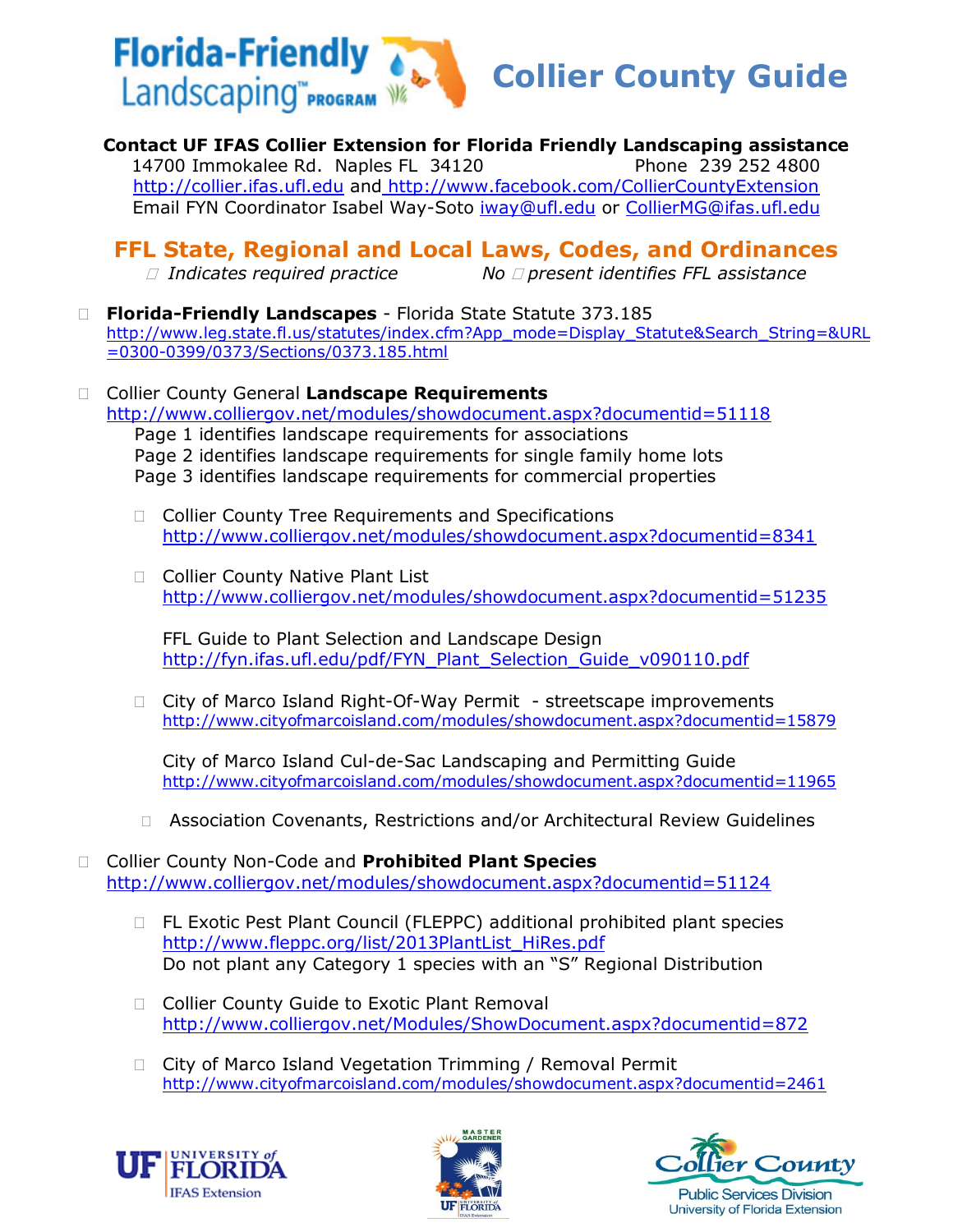# Florida-Friendly Landscaping™ Program — Collier County Guide

**Contact UF IFAS Collier Extension for Florida Friendly Landscaping assistance**

14700 Immokalee Rd. Naples FL 34120 Phone 239 252 4800
http://collier.ifas.ufl.edu and http://www.facebook.com/CollierCountyExtension
Email FYN Coordinator Isabel Way-Soto iway@ufl.edu or CollierMG@ifas.ufl.edu

## FFL State, Regional and Local Laws, Codes, and Ordinances

*☐ Indicates required practice* *No ☐ present identifies FFL assistance*

- ☐ **Florida-Friendly Landscapes** - Florida State Statute 373.185
  http://www.leg.state.fl.us/statutes/index.cfm?App_mode=Display_Statute&Search_String=&URL=0300-0399/0373/Sections/0373.185.html

- ☐ Collier County General **Landscape Requirements**
  http://www.colliergov.net/modules/showdocument.aspx?documentid=51118
  Page 1 identifies landscape requirements for associations
  Page 2 identifies landscape requirements for single family home lots
  Page 3 identifies landscape requirements for commercial properties

  - ☐ Collier County Tree Requirements and Specifications
    http://www.colliergov.net/modules/showdocument.aspx?documentid=8341

  - ☐ Collier County Native Plant List
    http://www.colliergov.net/modules/showdocument.aspx?documentid=51235

    FFL Guide to Plant Selection and Landscape Design
    http://fyn.ifas.ufl.edu/pdf/FYN_Plant_Selection_Guide_v090110.pdf

  - ☐ City of Marco Island Right-Of-Way Permit - streetscape improvements
    http://www.cityofmarcoisland.com/modules/showdocument.aspx?documentid=15879

    City of Marco Island Cul-de-Sac Landscaping and Permitting Guide
    http://www.cityofmarcoisland.com/modules/showdocument.aspx?documentid=11965

  - ☐ Association Covenants, Restrictions and/or Architectural Review Guidelines

- ☐ Collier County Non-Code and **Prohibited Plant Species**
  http://www.colliergov.net/modules/showdocument.aspx?documentid=51124

  - ☐ FL Exotic Pest Plant Council (FLEPPC) additional prohibited plant species
    http://www.fleppc.org/list/2013PlantList_HiRes.pdf
    Do not plant any Category 1 species with an "S" Regional Distribution

  - ☐ Collier County Guide to Exotic Plant Removal
    http://www.colliergov.net/Modules/ShowDocument.aspx?documentid=872

  - ☐ City of Marco Island Vegetation Trimming / Removal Permit
    http://www.cityofmarcoisland.com/modules/showdocument.aspx?documentid=2461

UF University of Florida IFAS Extension — Master Gardener UF University of Florida IFAS Extension — Collier County Public Services Division University of Florida Extension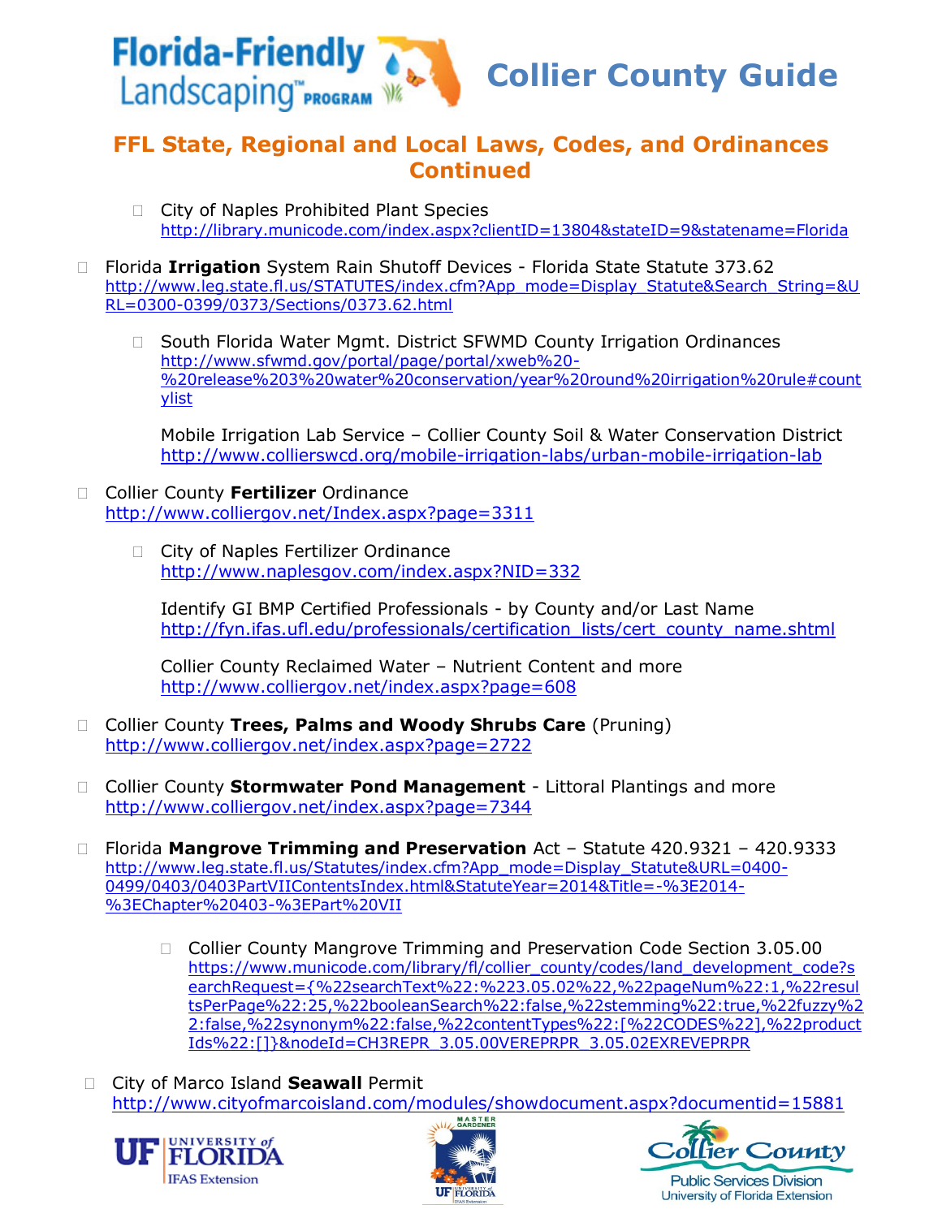# Florida-Friendly Landscaping™ Program — Collier County Guide

## FFL State, Regional and Local Laws, Codes, and Ordinances Continued

- City of Naples Prohibited Plant Species
  http://library.municode.com/index.aspx?clientID=13804&stateID=9&statename=Florida

- Florida **Irrigation** System Rain Shutoff Devices - Florida State Statute 373.62
  http://www.leg.state.fl.us/STATUTES/index.cfm?App_mode=Display_Statute&Search_String=&URL=0300-0399/0373/Sections/0373.62.html

  - South Florida Water Mgmt. District SFWMD County Irrigation Ordinances
    http://www.sfwmd.gov/portal/page/portal/xweb%20-%20release%203%20water%20conservation/year%20round%20irrigation%20rule#countylist

    Mobile Irrigation Lab Service – Collier County Soil & Water Conservation District
    http://www.collierswcd.org/mobile-irrigation-labs/urban-mobile-irrigation-lab

- Collier County **Fertilizer** Ordinance
  http://www.colliergov.net/Index.aspx?page=3311

  - City of Naples Fertilizer Ordinance
    http://www.naplesgov.com/index.aspx?NID=332

    Identify GI BMP Certified Professionals - by County and/or Last Name
    http://fyn.ifas.ufl.edu/professionals/certification_lists/cert_county_name.shtml

    Collier County Reclaimed Water – Nutrient Content and more
    http://www.colliergov.net/index.aspx?page=608

- Collier County **Trees, Palms and Woody Shrubs Care** (Pruning)
  http://www.colliergov.net/index.aspx?page=2722

- Collier County **Stormwater Pond Management** - Littoral Plantings and more
  http://www.colliergov.net/index.aspx?page=7344

- Florida **Mangrove Trimming and Preservation** Act – Statute 420.9321 – 420.9333
  http://www.leg.state.fl.us/Statutes/index.cfm?App_mode=Display_Statute&URL=0400-0499/0403/0403PartVIIContentsIndex.html&StatuteYear=2014&Title=-%3E2014-%3EChapter%20403-%3EPart%20VII

  - Collier County Mangrove Trimming and Preservation Code Section 3.05.00
    https://www.municode.com/library/fl/collier_county/codes/land_development_code?searchRequest={%22searchText%22:%223.05.02%22,%22pageNum%22:1,%22resultsPerPage%22:25,%22booleanSearch%22:false,%22stemming%22:true,%22fuzzy%22:false,%22synonym%22:false,%22contentTypes%22:[%22CODES%22],%22productIds%22:[]}&nodeId=CH3REPR_3.05.00VEREPRPR_3.05.02EXREVEPRPR

- City of Marco Island **Seawall** Permit
  http://www.cityofmarcoisland.com/modules/showdocument.aspx?documentid=15881

UF University of Florida IFAS Extension — Master Gardener — Collier County Public Services Division, University of Florida Extension